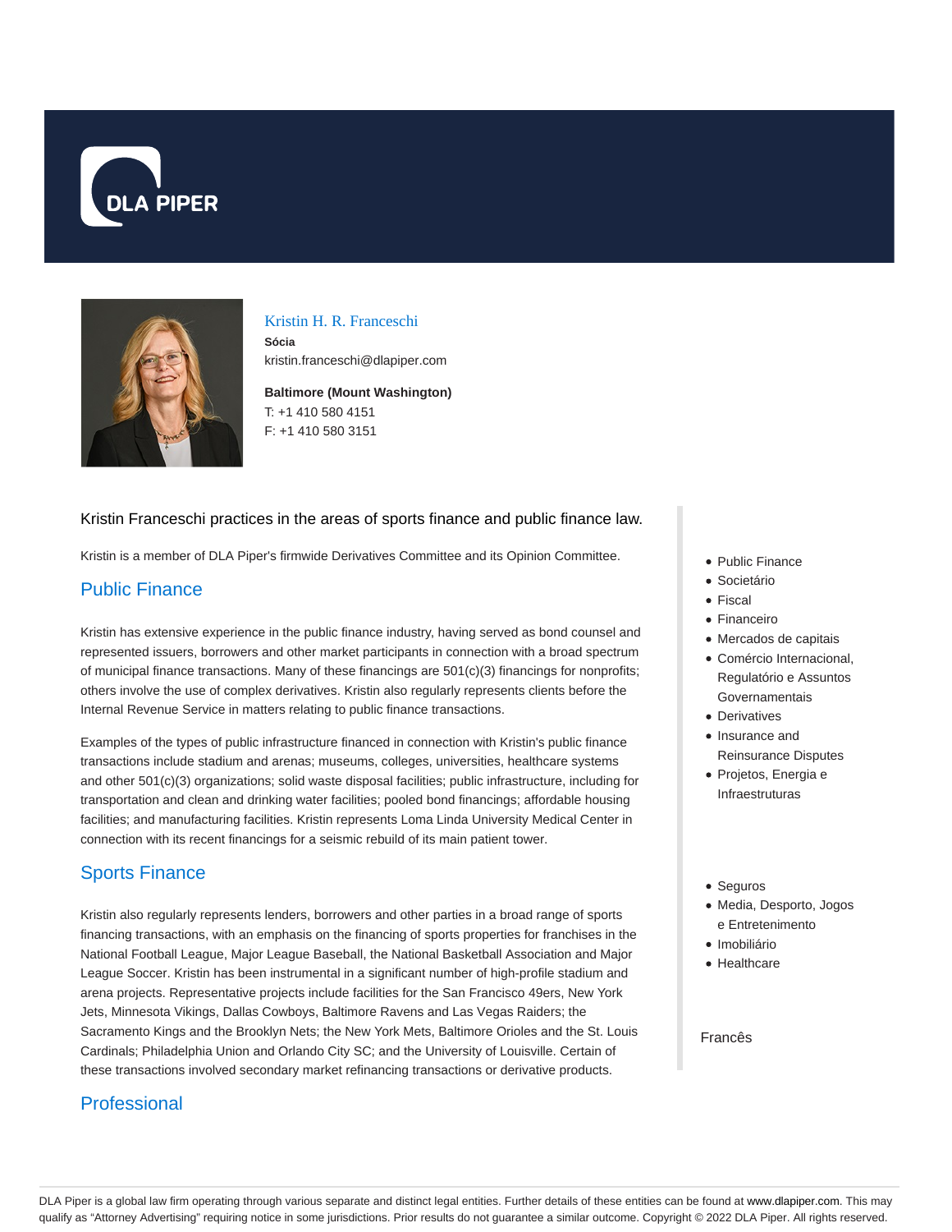# Kristin H. R. Franceschi

**Sócia**

kristin.franceschi@dlapiper.com

**Baltimore (Mount Washington)**

T: +1 410 580 4151

F: +1 410 580 3151

Kristin Franceschi practices in the areas of sports finance and public finance law.

Kristin is a member of DLA Piper's firmwide Derivatives Committee and its Opinion Committee.

## Public Finance

Kristin has extensive experience in the public finance industry, having served as bond counsel and represented issuers, borrowers and other market participants in connection with a broad spectrum of municipal finance transactions. Many of these financings are 501(c)(3) financings for nonprofits; others involve the use of complex derivatives. Kristin also regularly represents clients before the Internal Revenue Service in matters relating to public finance transactions.

Examples of the types of public infrastructure financed in connection with Kristin's public finance transactions include stadium and arenas; museums, colleges, universities, healthcare systems and other 501(c)(3) organizations; solid waste disposal facilities; public infrastructure, including for transportation and clean and drinking water facilities; pooled bond financings; affordable housing facilities; and manufacturing facilities. Kristin represents Loma Linda University Medical Center in connection with its recent financings for a seismic rebuild of its main patient tower.

## Sports Finance

Kristin also regularly represents lenders, borrowers and other parties in a broad range of sports financing transactions, with an emphasis on the financing of sports properties for franchises in the National Football League, Major League Baseball, the National Basketball Association and Major League Soccer. Kristin has been instrumental in a significant number of high-profile stadium and arena projects. Representative projects include facilities for the San Francisco 49ers, New York Jets, Minnesota Vikings, Dallas Cowboys, Baltimore Ravens and Las Vegas Raiders; the Sacramento Kings and the Brooklyn Nets; the New York Mets, Baltimore Orioles and the St. Louis Cardinals; Philadelphia Union and Orlando City SC; and the University of Louisville. Certain of these transactions involved secondary market refinancing transactions or derivative products.

## Professional

- Public Finance
- Societário
- Fiscal
- Financeiro
- Mercados de capitais
- Comércio Internacional, Regulatório e Assuntos Governamentais
- Derivatives
- Insurance and Reinsurance Disputes
- Projetos, Energia e Infraestruturas

- Seguros
- Media, Desporto, Jogos e Entretenimento
- Imobiliário
- Healthcare

Francês

DLA Piper is a global law firm operating through various separate and distinct legal entities. Further details of these entities can be found at www.dlapiper.com. This may qualify as "Attorney Advertising" requiring notice in some jurisdictions. Prior results do not guarantee a similar outcome. Copyright © 2022 DLA Piper. All rights reserved.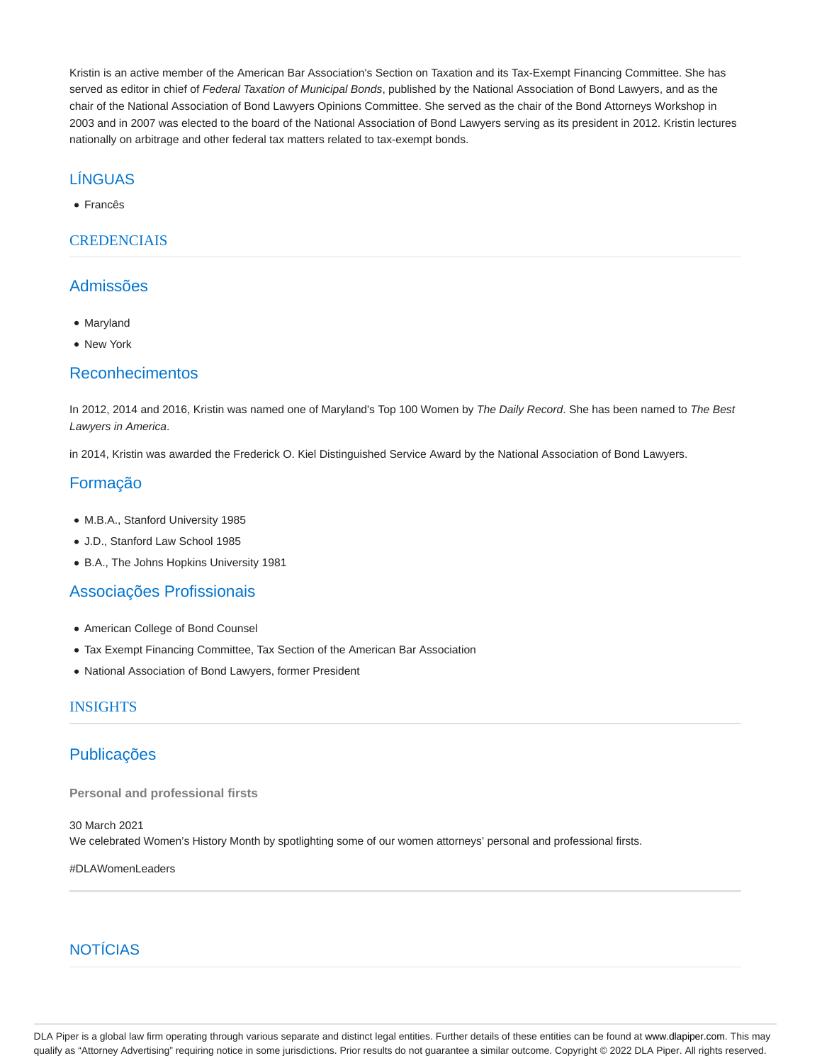Kristin is an active member of the American Bar Association's Section on Taxation and its Tax-Exempt Financing Committee. She has served as editor in chief of *Federal Taxation of Municipal Bonds*, published by the National Association of Bond Lawyers, and as the chair of the National Association of Bond Lawyers Opinions Committee. She served as the chair of the Bond Attorneys Workshop in 2003 and in 2007 was elected to the board of the National Association of Bond Lawyers serving as its president in 2012. Kristin lectures nationally on arbitrage and other federal tax matters related to tax-exempt bonds.

## LÍNGUAS

- Francês

## CREDENCIAIS

### Admissões

- Maryland
- New York

### Reconhecimentos

In 2012, 2014 and 2016, Kristin was named one of Maryland's Top 100 Women by *The Daily Record*. She has been named to *The Best Lawyers in America*.

in 2014, Kristin was awarded the Frederick O. Kiel Distinguished Service Award by the National Association of Bond Lawyers.

### Formação

- M.B.A., Stanford University 1985
- J.D., Stanford Law School 1985
- B.A., The Johns Hopkins University 1981

### Associações Profissionais

- American College of Bond Counsel
- Tax Exempt Financing Committee, Tax Section of the American Bar Association
- National Association of Bond Lawyers, former President

## INSIGHTS

### Publicações

**Personal and professional firsts**

30 March 2021
We celebrated Women's History Month by spotlighting some of our women attorneys' personal and professional firsts.

#DLAWomenLeaders

## NOTÍCIAS

DLA Piper is a global law firm operating through various separate and distinct legal entities. Further details of these entities can be found at www.dlapiper.com. This may qualify as "Attorney Advertising" requiring notice in some jurisdictions. Prior results do not guarantee a similar outcome. Copyright © 2022 DLA Piper. All rights reserved.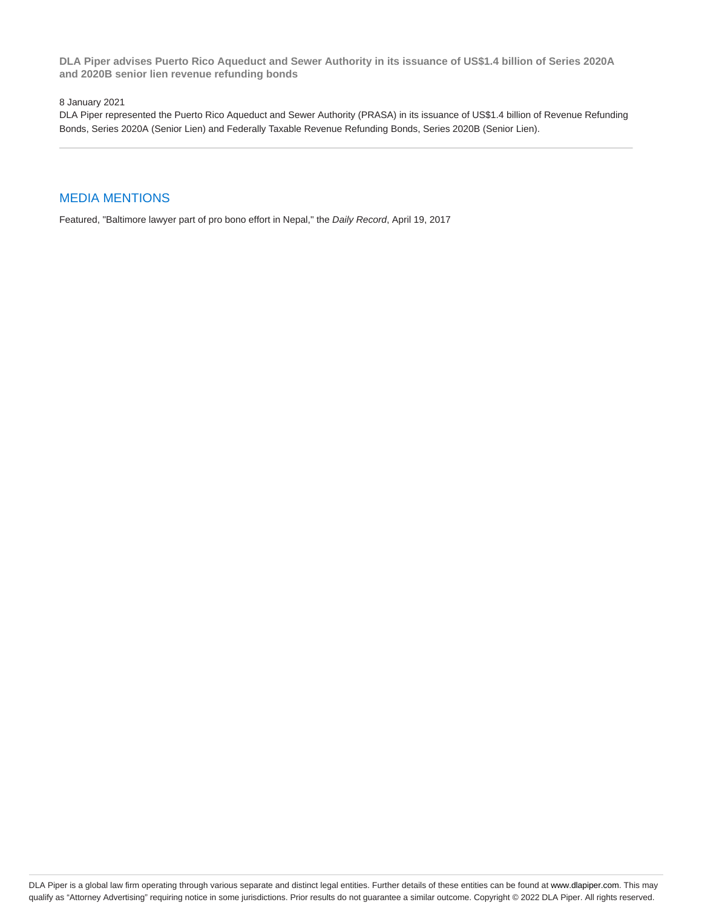**DLA Piper advises Puerto Rico Aqueduct and Sewer Authority in its issuance of US$1.4 billion of Series 2020A and 2020B senior lien revenue refunding bonds**

8 January 2021

DLA Piper represented the Puerto Rico Aqueduct and Sewer Authority (PRASA) in its issuance of US$1.4 billion of Revenue Refunding Bonds, Series 2020A (Senior Lien) and Federally Taxable Revenue Refunding Bonds, Series 2020B (Senior Lien).

---

## MEDIA MENTIONS

Featured, "Baltimore lawyer part of pro bono effort in Nepal," the *Daily Record*, April 19, 2017

DLA Piper is a global law firm operating through various separate and distinct legal entities. Further details of these entities can be found at www.dlapiper.com. This may qualify as "Attorney Advertising" requiring notice in some jurisdictions. Prior results do not guarantee a similar outcome. Copyright © 2022 DLA Piper. All rights reserved.